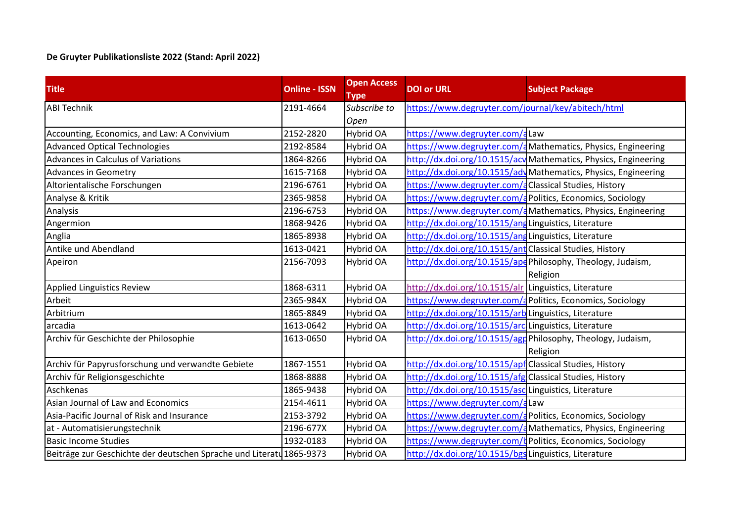**De Gruyter Publikationsliste 2022 (Stand: April 2022)**

| Title | Online - ISSN | Open Access Type | DOI or URL | Subject Package |
|---|---|---|---|---|
| ABI Technik | 2191-4664 | *Subscribe to Open* | https://www.degruyter.com/journal/key/abitech/html | |
| Accounting, Economics, and Law: A Convivium | 2152-2820 | Hybrid OA | https://www.degruyter.com/a | Law |
| Advanced Optical Technologies | 2192-8584 | Hybrid OA | https://www.degruyter.com/a | Mathematics, Physics, Engineering |
| Advances in Calculus of Variations | 1864-8266 | Hybrid OA | http://dx.doi.org/10.1515/acv | Mathematics, Physics, Engineering |
| Advances in Geometry | 1615-7168 | Hybrid OA | http://dx.doi.org/10.1515/adv | Mathematics, Physics, Engineering |
| Altorientalische Forschungen | 2196-6761 | Hybrid OA | https://www.degruyter.com/a | Classical Studies, History |
| Analyse & Kritik | 2365-9858 | Hybrid OA | https://www.degruyter.com/a | Politics, Economics, Sociology |
| Analysis | 2196-6753 | Hybrid OA | https://www.degruyter.com/a | Mathematics, Physics, Engineering |
| Angermion | 1868-9426 | Hybrid OA | http://dx.doi.org/10.1515/ang | Linguistics, Literature |
| Anglia | 1865-8938 | Hybrid OA | http://dx.doi.org/10.1515/ang | Linguistics, Literature |
| Antike und Abendland | 1613-0421 | Hybrid OA | http://dx.doi.org/10.1515/ant | Classical Studies, History |
| Apeiron | 2156-7093 | Hybrid OA | http://dx.doi.org/10.1515/ape | Philosophy, Theology, Judaism, Religion |
| Applied Linguistics Review | 1868-6311 | Hybrid OA | http://dx.doi.org/10.1515/alr | Linguistics, Literature |
| Arbeit | 2365-984X | Hybrid OA | https://www.degruyter.com/a | Politics, Economics, Sociology |
| Arbitrium | 1865-8849 | Hybrid OA | http://dx.doi.org/10.1515/arb | Linguistics, Literature |
| arcadia | 1613-0642 | Hybrid OA | http://dx.doi.org/10.1515/arc | Linguistics, Literature |
| Archiv für Geschichte der Philosophie | 1613-0650 | Hybrid OA | http://dx.doi.org/10.1515/agp | Philosophy, Theology, Judaism, Religion |
| Archiv für Papyrusforschung und verwandte Gebiete | 1867-1551 | Hybrid OA | http://dx.doi.org/10.1515/apf | Classical Studies, History |
| Archiv für Religionsgeschichte | 1868-8888 | Hybrid OA | http://dx.doi.org/10.1515/afg | Classical Studies, History |
| Aschkenas | 1865-9438 | Hybrid OA | http://dx.doi.org/10.1515/asc | Linguistics, Literature |
| Asian Journal of Law and Economics | 2154-4611 | Hybrid OA | https://www.degruyter.com/a | Law |
| Asia-Pacific Journal of Risk and Insurance | 2153-3792 | Hybrid OA | https://www.degruyter.com/a | Politics, Economics, Sociology |
| at - Automatisierungstechnik | 2196-677X | Hybrid OA | https://www.degruyter.com/a | Mathematics, Physics, Engineering |
| Basic Income Studies | 1932-0183 | Hybrid OA | https://www.degruyter.com/b | Politics, Economics, Sociology |
| Beiträge zur Geschichte der deutschen Sprache und Literatu | 1865-9373 | Hybrid OA | http://dx.doi.org/10.1515/bgs | Linguistics, Literature |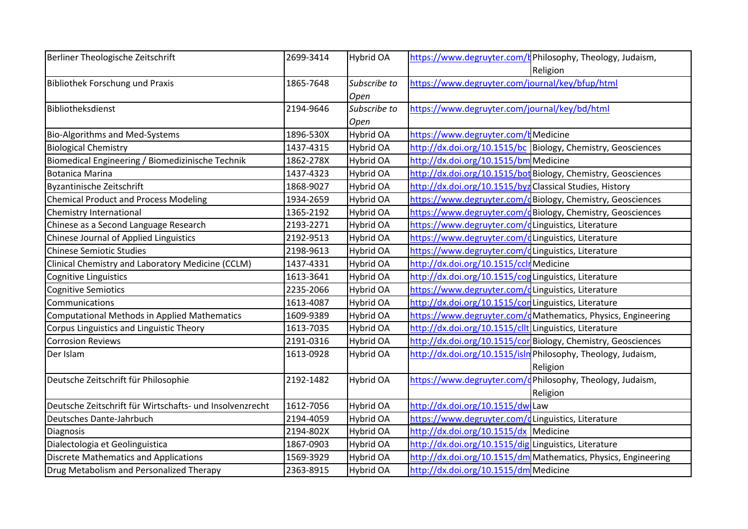| Berliner Theologische Zeitschrift | 2699-3414 | Hybrid OA | https://www.degruyter.com/b | Philosophy, Theology, Judaism, Religion |
|---|---|---|---|---|
| Bibliothek Forschung und Praxis | 1865-7648 | *Subscribe to Open* | https://www.degruyter.com/journal/key/bfup/html | |
| Bibliotheksdienst | 2194-9646 | *Subscribe to Open* | https://www.degruyter.com/journal/key/bd/html | |
| Bio-Algorithms and Med-Systems | 1896-530X | Hybrid OA | https://www.degruyter.com/b | Medicine |
| Biological Chemistry | 1437-4315 | Hybrid OA | http://dx.doi.org/10.1515/bc | Biology, Chemistry, Geosciences |
| Biomedical Engineering / Biomedizinische Technik | 1862-278X | Hybrid OA | http://dx.doi.org/10.1515/bm | Medicine |
| Botanica Marina | 1437-4323 | Hybrid OA | http://dx.doi.org/10.1515/bot | Biology, Chemistry, Geosciences |
| Byzantinische Zeitschrift | 1868-9027 | Hybrid OA | http://dx.doi.org/10.1515/byz | Classical Studies, History |
| Chemical Product and Process Modeling | 1934-2659 | Hybrid OA | https://www.degruyter.com/c | Biology, Chemistry, Geosciences |
| Chemistry International | 1365-2192 | Hybrid OA | https://www.degruyter.com/c | Biology, Chemistry, Geosciences |
| Chinese as a Second Language Research | 2193-2271 | Hybrid OA | https://www.degruyter.com/c | Linguistics, Literature |
| Chinese Journal of Applied Linguistics | 2192-9513 | Hybrid OA | https://www.degruyter.com/c | Linguistics, Literature |
| Chinese Semiotic Studies | 2198-9613 | Hybrid OA | https://www.degruyter.com/c | Linguistics, Literature |
| Clinical Chemistry and Laboratory Medicine (CCLM) | 1437-4331 | Hybrid OA | http://dx.doi.org/10.1515/ccl | Medicine |
| Cognitive Linguistics | 1613-3641 | Hybrid OA | http://dx.doi.org/10.1515/cog | Linguistics, Literature |
| Cognitive Semiotics | 2235-2066 | Hybrid OA | https://www.degruyter.com/c | Linguistics, Literature |
| Communications | 1613-4087 | Hybrid OA | http://dx.doi.org/10.1515/con | Linguistics, Literature |
| Computational Methods in Applied Mathematics | 1609-9389 | Hybrid OA | https://www.degruyter.com/c | Mathematics, Physics, Engineering |
| Corpus Linguistics and Linguistic Theory | 1613-7035 | Hybrid OA | http://dx.doi.org/10.1515/cllt | Linguistics, Literature |
| Corrosion Reviews | 2191-0316 | Hybrid OA | http://dx.doi.org/10.1515/cor | Biology, Chemistry, Geosciences |
| Der Islam | 1613-0928 | Hybrid OA | http://dx.doi.org/10.1515/isl | Philosophy, Theology, Judaism, Religion |
| Deutsche Zeitschrift für Philosophie | 2192-1482 | Hybrid OA | https://www.degruyter.com/c | Philosophy, Theology, Judaism, Religion |
| Deutsche Zeitschrift für Wirtschafts- und Insolvenzrecht | 1612-7056 | Hybrid OA | http://dx.doi.org/10.1515/dw | Law |
| Deutsches Dante-Jahrbuch | 2194-4059 | Hybrid OA | https://www.degruyter.com/c | Linguistics, Literature |
| Diagnosis | 2194-802X | Hybrid OA | http://dx.doi.org/10.1515/dx | Medicine |
| Dialectologia et Geolinguistica | 1867-0903 | Hybrid OA | http://dx.doi.org/10.1515/dig | Linguistics, Literature |
| Discrete Mathematics and Applications | 1569-3929 | Hybrid OA | http://dx.doi.org/10.1515/dm | Mathematics, Physics, Engineering |
| Drug Metabolism and Personalized Therapy | 2363-8915 | Hybrid OA | http://dx.doi.org/10.1515/dm | Medicine |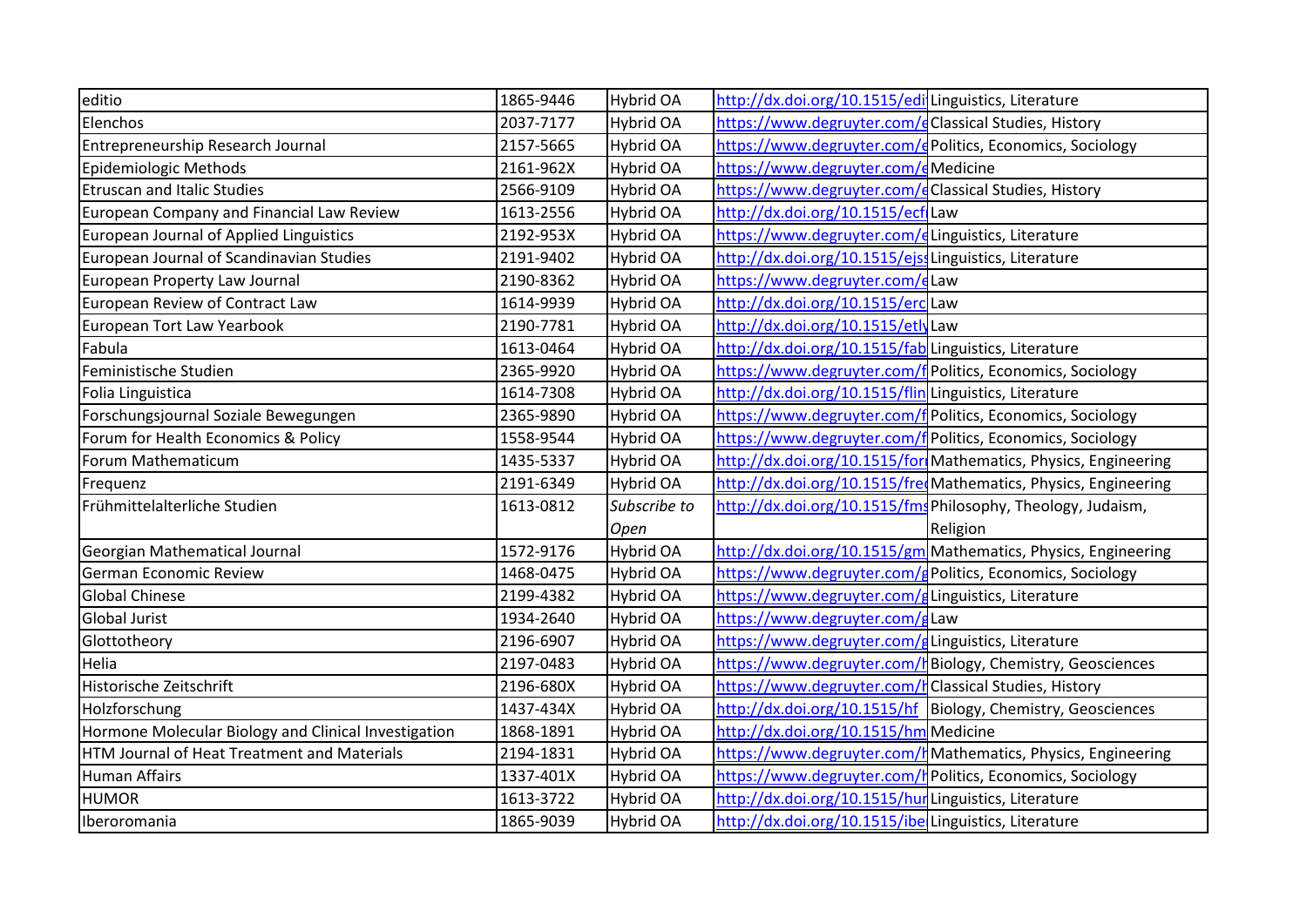| | | | | |
|---|---|---|---|---|
| editio | 1865-9446 | Hybrid OA | http://dx.doi.org/10.1515/edi | Linguistics, Literature |
| Elenchos | 2037-7177 | Hybrid OA | https://www.degruyter.com/e | Classical Studies, History |
| Entrepreneurship Research Journal | 2157-5665 | Hybrid OA | https://www.degruyter.com/e | Politics, Economics, Sociology |
| Epidemiologic Methods | 2161-962X | Hybrid OA | https://www.degruyter.com/e | Medicine |
| Etruscan and Italic Studies | 2566-9109 | Hybrid OA | https://www.degruyter.com/e | Classical Studies, History |
| European Company and Financial Law Review | 1613-2556 | Hybrid OA | http://dx.doi.org/10.1515/ecf | Law |
| European Journal of Applied Linguistics | 2192-953X | Hybrid OA | https://www.degruyter.com/e | Linguistics, Literature |
| European Journal of Scandinavian Studies | 2191-9402 | Hybrid OA | http://dx.doi.org/10.1515/ejss | Linguistics, Literature |
| European Property Law Journal | 2190-8362 | Hybrid OA | https://www.degruyter.com/e | Law |
| European Review of Contract Law | 1614-9939 | Hybrid OA | http://dx.doi.org/10.1515/erc | Law |
| European Tort Law Yearbook | 2190-7781 | Hybrid OA | http://dx.doi.org/10.1515/etly | Law |
| Fabula | 1613-0464 | Hybrid OA | http://dx.doi.org/10.1515/fab | Linguistics, Literature |
| Feministische Studien | 2365-9920 | Hybrid OA | https://www.degruyter.com/f | Politics, Economics, Sociology |
| Folia Linguistica | 1614-7308 | Hybrid OA | http://dx.doi.org/10.1515/flin | Linguistics, Literature |
| Forschungsjournal Soziale Bewegungen | 2365-9890 | Hybrid OA | https://www.degruyter.com/f | Politics, Economics, Sociology |
| Forum for Health Economics & Policy | 1558-9544 | Hybrid OA | https://www.degruyter.com/f | Politics, Economics, Sociology |
| Forum Mathematicum | 1435-5337 | Hybrid OA | http://dx.doi.org/10.1515/for | Mathematics, Physics, Engineering |
| Frequenz | 2191-6349 | Hybrid OA | http://dx.doi.org/10.1515/fre | Mathematics, Physics, Engineering |
| Frühmittelalterliche Studien | 1613-0812 | *Subscribe to Open* | http://dx.doi.org/10.1515/fms | Philosophy, Theology, Judaism, Religion |
| Georgian Mathematical Journal | 1572-9176 | Hybrid OA | http://dx.doi.org/10.1515/gm | Mathematics, Physics, Engineering |
| German Economic Review | 1468-0475 | Hybrid OA | https://www.degruyter.com/g | Politics, Economics, Sociology |
| Global Chinese | 2199-4382 | Hybrid OA | https://www.degruyter.com/g | Linguistics, Literature |
| Global Jurist | 1934-2640 | Hybrid OA | https://www.degruyter.com/g | Law |
| Glottotheory | 2196-6907 | Hybrid OA | https://www.degruyter.com/g | Linguistics, Literature |
| Helia | 2197-0483 | Hybrid OA | https://www.degruyter.com/h | Biology, Chemistry, Geosciences |
| Historische Zeitschrift | 2196-680X | Hybrid OA | https://www.degruyter.com/h | Classical Studies, History |
| Holzforschung | 1437-434X | Hybrid OA | http://dx.doi.org/10.1515/hf | Biology, Chemistry, Geosciences |
| Hormone Molecular Biology and Clinical Investigation | 1868-1891 | Hybrid OA | http://dx.doi.org/10.1515/hm | Medicine |
| HTM Journal of Heat Treatment and Materials | 2194-1831 | Hybrid OA | https://www.degruyter.com/h | Mathematics, Physics, Engineering |
| Human Affairs | 1337-401X | Hybrid OA | https://www.degruyter.com/h | Politics, Economics, Sociology |
| HUMOR | 1613-3722 | Hybrid OA | http://dx.doi.org/10.1515/hur | Linguistics, Literature |
| Iberoromania | 1865-9039 | Hybrid OA | http://dx.doi.org/10.1515/ibe | Linguistics, Literature |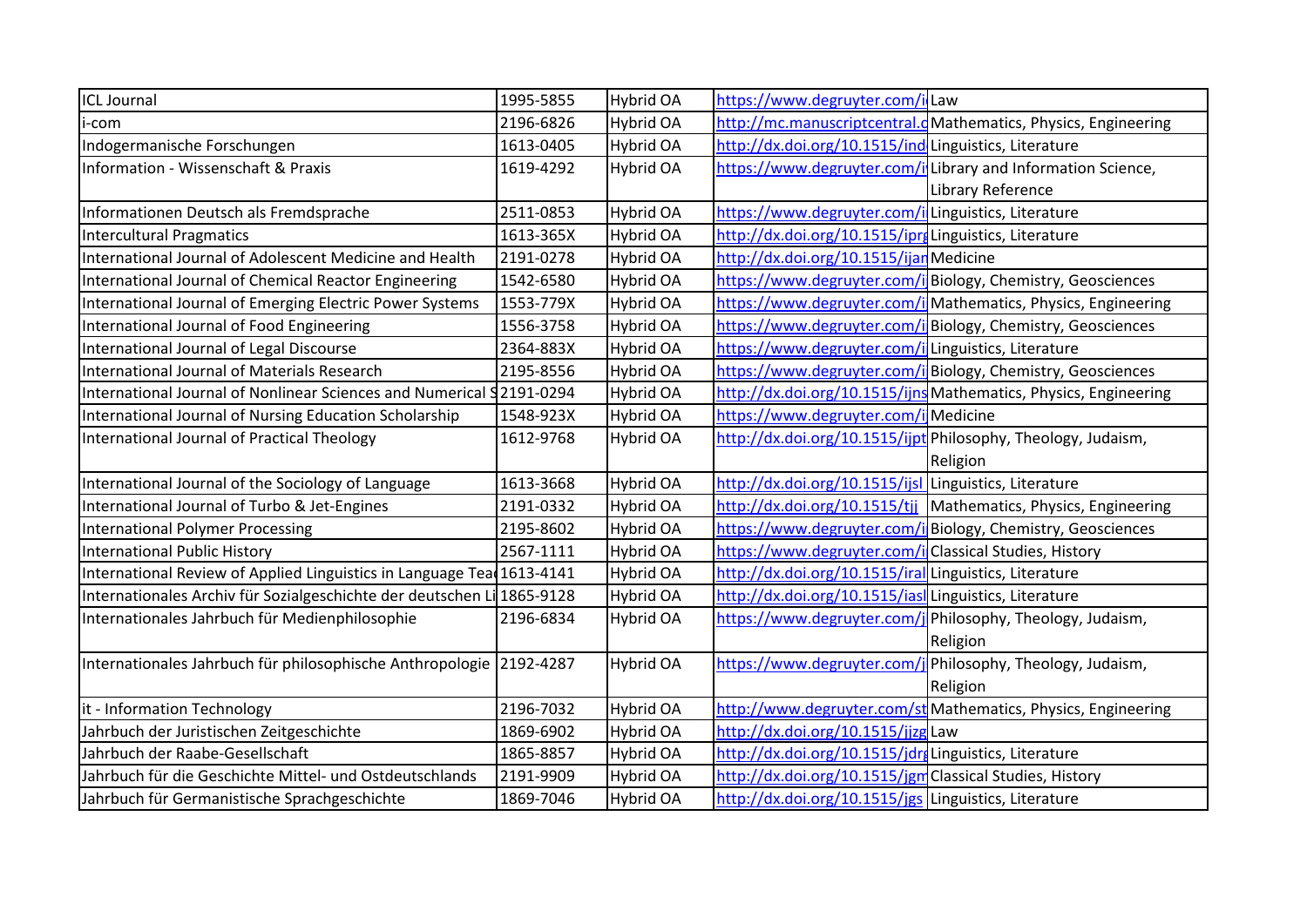| | | | | |
|---|---|---|---|---|
| ICL Journal | 1995-5855 | Hybrid OA | https://www.degruyter.com/i | Law |
| i-com | 2196-6826 | Hybrid OA | http://mc.manuscriptcentral.c | Mathematics, Physics, Engineering |
| Indogermanische Forschungen | 1613-0405 | Hybrid OA | http://dx.doi.org/10.1515/ind | Linguistics, Literature |
| Information - Wissenschaft & Praxis | 1619-4292 | Hybrid OA | https://www.degruyter.com/i | Library and Information Science, Library Reference |
| Informationen Deutsch als Fremdsprache | 2511-0853 | Hybrid OA | https://www.degruyter.com/i | Linguistics, Literature |
| Intercultural Pragmatics | 1613-365X | Hybrid OA | http://dx.doi.org/10.1515/ipr | Linguistics, Literature |
| International Journal of Adolescent Medicine and Health | 2191-0278 | Hybrid OA | http://dx.doi.org/10.1515/ijan | Medicine |
| International Journal of Chemical Reactor Engineering | 1542-6580 | Hybrid OA | https://www.degruyter.com/i | Biology, Chemistry, Geosciences |
| International Journal of Emerging Electric Power Systems | 1553-779X | Hybrid OA | https://www.degruyter.com/i | Mathematics, Physics, Engineering |
| International Journal of Food Engineering | 1556-3758 | Hybrid OA | https://www.degruyter.com/i | Biology, Chemistry, Geosciences |
| International Journal of Legal Discourse | 2364-883X | Hybrid OA | https://www.degruyter.com/i | Linguistics, Literature |
| International Journal of Materials Research | 2195-8556 | Hybrid OA | https://www.degruyter.com/i | Biology, Chemistry, Geosciences |
| International Journal of Nonlinear Sciences and Numerical S | 2191-0294 | Hybrid OA | http://dx.doi.org/10.1515/ijns | Mathematics, Physics, Engineering |
| International Journal of Nursing Education Scholarship | 1548-923X | Hybrid OA | https://www.degruyter.com/i | Medicine |
| International Journal of Practical Theology | 1612-9768 | Hybrid OA | http://dx.doi.org/10.1515/ijpt | Philosophy, Theology, Judaism, Religion |
| International Journal of the Sociology of Language | 1613-3668 | Hybrid OA | http://dx.doi.org/10.1515/ijsl | Linguistics, Literature |
| International Journal of Turbo & Jet-Engines | 2191-0332 | Hybrid OA | http://dx.doi.org/10.1515/tjj | Mathematics, Physics, Engineering |
| International Polymer Processing | 2195-8602 | Hybrid OA | https://www.degruyter.com/i | Biology, Chemistry, Geosciences |
| International Public History | 2567-1111 | Hybrid OA | https://www.degruyter.com/i | Classical Studies, History |
| International Review of Applied Linguistics in Language Tea | 1613-4141 | Hybrid OA | http://dx.doi.org/10.1515/iral | Linguistics, Literature |
| Internationales Archiv für Sozialgeschichte der deutschen Li | 1865-9128 | Hybrid OA | http://dx.doi.org/10.1515/iasl | Linguistics, Literature |
| Internationales Jahrbuch für Medienphilosophie | 2196-6834 | Hybrid OA | https://www.degruyter.com/j | Philosophy, Theology, Judaism, Religion |
| Internationales Jahrbuch für philosophische Anthropologie | 2192-4287 | Hybrid OA | https://www.degruyter.com/j | Philosophy, Theology, Judaism, Religion |
| it - Information Technology | 2196-7032 | Hybrid OA | http://www.degruyter.com/st | Mathematics, Physics, Engineering |
| Jahrbuch der Juristischen Zeitgeschichte | 1869-6902 | Hybrid OA | http://dx.doi.org/10.1515/jjzg | Law |
| Jahrbuch der Raabe-Gesellschaft | 1865-8857 | Hybrid OA | http://dx.doi.org/10.1515/jdr | Linguistics, Literature |
| Jahrbuch für die Geschichte Mittel- und Ostdeutschlands | 2191-9909 | Hybrid OA | http://dx.doi.org/10.1515/jgm | Classical Studies, History |
| Jahrbuch für Germanistische Sprachgeschichte | 1869-7046 | Hybrid OA | http://dx.doi.org/10.1515/jgs | Linguistics, Literature |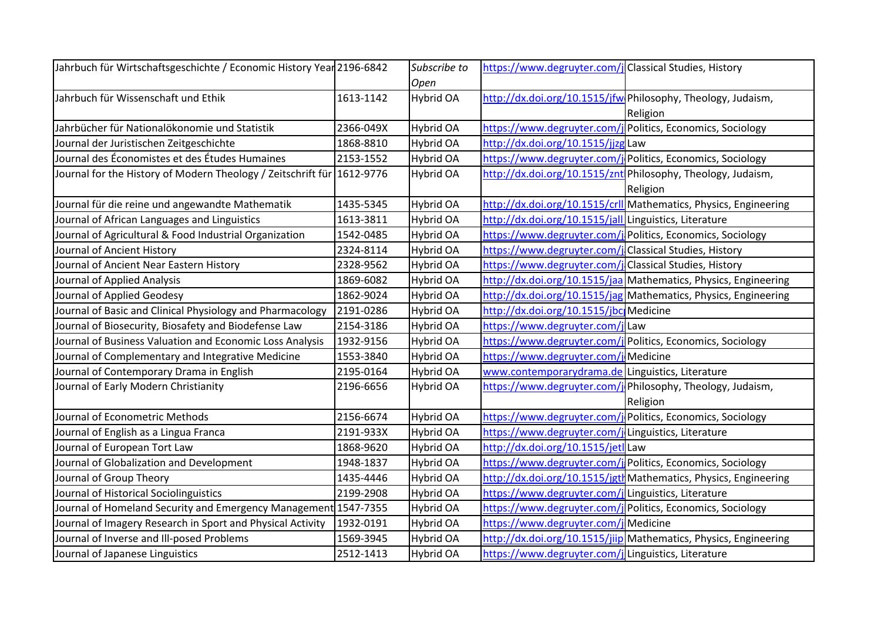| | | | | |
|---|---|---|---|---|
| Jahrbuch für Wirtschaftsgeschichte / Economic History Year | 2196-6842 | *Subscribe to Open* | https://www.degruyter.com/j | Classical Studies, History |
| Jahrbuch für Wissenschaft und Ethik | 1613-1142 | Hybrid OA | http://dx.doi.org/10.1515/jfw | Philosophy, Theology, Judaism, Religion |
| Jahrbücher für Nationalökonomie und Statistik | 2366-049X | Hybrid OA | https://www.degruyter.com/j | Politics, Economics, Sociology |
| Journal der Juristischen Zeitgeschichte | 1868-8810 | Hybrid OA | http://dx.doi.org/10.1515/jjzg | Law |
| Journal des Économistes et des Études Humaines | 2153-1552 | Hybrid OA | https://www.degruyter.com/j | Politics, Economics, Sociology |
| Journal for the History of Modern Theology / Zeitschrift für | 1612-9776 | Hybrid OA | http://dx.doi.org/10.1515/znt | Philosophy, Theology, Judaism, Religion |
| Journal für die reine und angewandte Mathematik | 1435-5345 | Hybrid OA | http://dx.doi.org/10.1515/crll | Mathematics, Physics, Engineering |
| Journal of African Languages and Linguistics | 1613-3811 | Hybrid OA | http://dx.doi.org/10.1515/jall | Linguistics, Literature |
| Journal of Agricultural & Food Industrial Organization | 1542-0485 | Hybrid OA | https://www.degruyter.com/j | Politics, Economics, Sociology |
| Journal of Ancient History | 2324-8114 | Hybrid OA | https://www.degruyter.com/j | Classical Studies, History |
| Journal of Ancient Near Eastern History | 2328-9562 | Hybrid OA | https://www.degruyter.com/j | Classical Studies, History |
| Journal of Applied Analysis | 1869-6082 | Hybrid OA | http://dx.doi.org/10.1515/jaa | Mathematics, Physics, Engineering |
| Journal of Applied Geodesy | 1862-9024 | Hybrid OA | http://dx.doi.org/10.1515/jag | Mathematics, Physics, Engineering |
| Journal of Basic and Clinical Physiology and Pharmacology | 2191-0286 | Hybrid OA | http://dx.doi.org/10.1515/jbc | Medicine |
| Journal of Biosecurity, Biosafety and Biodefense Law | 2154-3186 | Hybrid OA | https://www.degruyter.com/j | Law |
| Journal of Business Valuation and Economic Loss Analysis | 1932-9156 | Hybrid OA | https://www.degruyter.com/j | Politics, Economics, Sociology |
| Journal of Complementary and Integrative Medicine | 1553-3840 | Hybrid OA | https://www.degruyter.com/j | Medicine |
| Journal of Contemporary Drama in English | 2195-0164 | Hybrid OA | www.contemporarydrama.de | Linguistics, Literature |
| Journal of Early Modern Christianity | 2196-6656 | Hybrid OA | https://www.degruyter.com/j | Philosophy, Theology, Judaism, Religion |
| Journal of Econometric Methods | 2156-6674 | Hybrid OA | https://www.degruyter.com/j | Politics, Economics, Sociology |
| Journal of English as a Lingua Franca | 2191-933X | Hybrid OA | https://www.degruyter.com/j | Linguistics, Literature |
| Journal of European Tort Law | 1868-9620 | Hybrid OA | http://dx.doi.org/10.1515/jetl | Law |
| Journal of Globalization and Development | 1948-1837 | Hybrid OA | https://www.degruyter.com/j | Politics, Economics, Sociology |
| Journal of Group Theory | 1435-4446 | Hybrid OA | http://dx.doi.org/10.1515/jgth | Mathematics, Physics, Engineering |
| Journal of Historical Sociolinguistics | 2199-2908 | Hybrid OA | https://www.degruyter.com/j | Linguistics, Literature |
| Journal of Homeland Security and Emergency Management | 1547-7355 | Hybrid OA | https://www.degruyter.com/j | Politics, Economics, Sociology |
| Journal of Imagery Research in Sport and Physical Activity | 1932-0191 | Hybrid OA | https://www.degruyter.com/j | Medicine |
| Journal of Inverse and Ill-posed Problems | 1569-3945 | Hybrid OA | http://dx.doi.org/10.1515/jiip | Mathematics, Physics, Engineering |
| Journal of Japanese Linguistics | 2512-1413 | Hybrid OA | https://www.degruyter.com/j | Linguistics, Literature |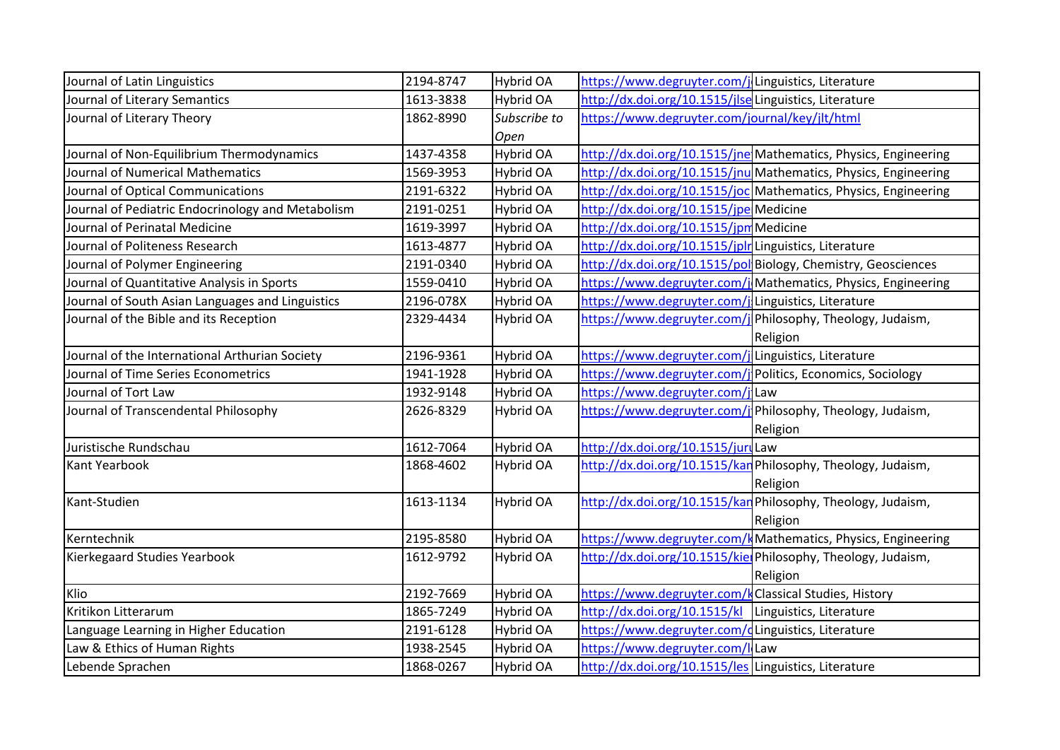| | | | | |
|---|---|---|---|---|
| Journal of Latin Linguistics | 2194-8747 | Hybrid OA | https://www.degruyter.com/j | Linguistics, Literature |
| Journal of Literary Semantics | 1613-3838 | Hybrid OA | http://dx.doi.org/10.1515/jlse | Linguistics, Literature |
| Journal of Literary Theory | 1862-8990 | *Subscribe to Open* | https://www.degruyter.com/journal/key/jlt/html | |
| Journal of Non-Equilibrium Thermodynamics | 1437-4358 | Hybrid OA | http://dx.doi.org/10.1515/jne | Mathematics, Physics, Engineering |
| Journal of Numerical Mathematics | 1569-3953 | Hybrid OA | http://dx.doi.org/10.1515/jnu | Mathematics, Physics, Engineering |
| Journal of Optical Communications | 2191-6322 | Hybrid OA | http://dx.doi.org/10.1515/joc | Mathematics, Physics, Engineering |
| Journal of Pediatric Endocrinology and Metabolism | 2191-0251 | Hybrid OA | http://dx.doi.org/10.1515/jpe | Medicine |
| Journal of Perinatal Medicine | 1619-3997 | Hybrid OA | http://dx.doi.org/10.1515/jpm | Medicine |
| Journal of Politeness Research | 1613-4877 | Hybrid OA | http://dx.doi.org/10.1515/jplr | Linguistics, Literature |
| Journal of Polymer Engineering | 2191-0340 | Hybrid OA | http://dx.doi.org/10.1515/pol | Biology, Chemistry, Geosciences |
| Journal of Quantitative Analysis in Sports | 1559-0410 | Hybrid OA | https://www.degruyter.com/j | Mathematics, Physics, Engineering |
| Journal of South Asian Languages and Linguistics | 2196-078X | Hybrid OA | https://www.degruyter.com/j | Linguistics, Literature |
| Journal of the Bible and its Reception | 2329-4434 | Hybrid OA | https://www.degruyter.com/j | Philosophy, Theology, Judaism, Religion |
| Journal of the International Arthurian Society | 2196-9361 | Hybrid OA | https://www.degruyter.com/j | Linguistics, Literature |
| Journal of Time Series Econometrics | 1941-1928 | Hybrid OA | https://www.degruyter.com/j | Politics, Economics, Sociology |
| Journal of Tort Law | 1932-9148 | Hybrid OA | https://www.degruyter.com/j | Law |
| Journal of Transcendental Philosophy | 2626-8329 | Hybrid OA | https://www.degruyter.com/j | Philosophy, Theology, Judaism, Religion |
| Juristische Rundschau | 1612-7064 | Hybrid OA | http://dx.doi.org/10.1515/juru | Law |
| Kant Yearbook | 1868-4602 | Hybrid OA | http://dx.doi.org/10.1515/kan | Philosophy, Theology, Judaism, Religion |
| Kant-Studien | 1613-1134 | Hybrid OA | http://dx.doi.org/10.1515/kan | Philosophy, Theology, Judaism, Religion |
| Kerntechnik | 2195-8580 | Hybrid OA | https://www.degruyter.com/k | Mathematics, Physics, Engineering |
| Kierkegaard Studies Yearbook | 1612-9792 | Hybrid OA | http://dx.doi.org/10.1515/kie | Philosophy, Theology, Judaism, Religion |
| Klio | 2192-7669 | Hybrid OA | https://www.degruyter.com/k | Classical Studies, History |
| Kritikon Litterarum | 1865-7249 | Hybrid OA | http://dx.doi.org/10.1515/kl | Linguistics, Literature |
| Language Learning in Higher Education | 2191-6128 | Hybrid OA | https://www.degruyter.com/c | Linguistics, Literature |
| Law & Ethics of Human Rights | 1938-2545 | Hybrid OA | https://www.degruyter.com/l | Law |
| Lebende Sprachen | 1868-0267 | Hybrid OA | http://dx.doi.org/10.1515/les | Linguistics, Literature |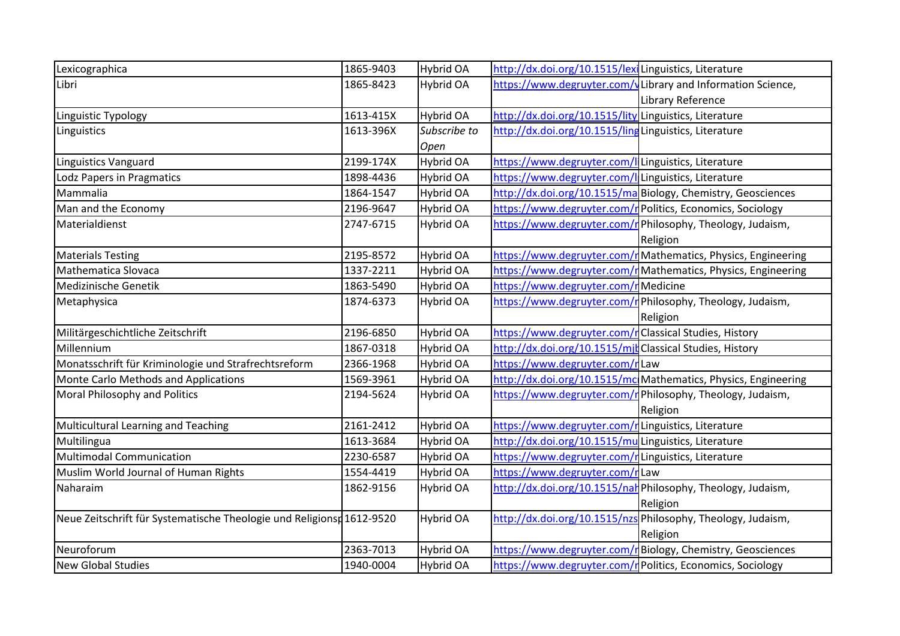| Lexicographica | 1865-9403 | Hybrid OA | http://dx.doi.org/10.1515/lexi | Linguistics, Literature |
|---|---|---|---|---|
| Libri | 1865-8423 | Hybrid OA | https://www.degruyter.com/v | Library and Information Science, Library Reference |
| Linguistic Typology | 1613-415X | Hybrid OA | http://dx.doi.org/10.1515/lity | Linguistics, Literature |
| Linguistics | 1613-396X | *Subscribe to Open* | http://dx.doi.org/10.1515/ling | Linguistics, Literature |
| Linguistics Vanguard | 2199-174X | Hybrid OA | https://www.degruyter.com/l | Linguistics, Literature |
| Lodz Papers in Pragmatics | 1898-4436 | Hybrid OA | https://www.degruyter.com/l | Linguistics, Literature |
| Mammalia | 1864-1547 | Hybrid OA | http://dx.doi.org/10.1515/ma | Biology, Chemistry, Geosciences |
| Man and the Economy | 2196-9647 | Hybrid OA | https://www.degruyter.com/r | Politics, Economics, Sociology |
| Materialdienst | 2747-6715 | Hybrid OA | https://www.degruyter.com/r | Philosophy, Theology, Judaism, Religion |
| Materials Testing | 2195-8572 | Hybrid OA | https://www.degruyter.com/r | Mathematics, Physics, Engineering |
| Mathematica Slovaca | 1337-2211 | Hybrid OA | https://www.degruyter.com/r | Mathematics, Physics, Engineering |
| Medizinische Genetik | 1863-5490 | Hybrid OA | https://www.degruyter.com/r | Medicine |
| Metaphysica | 1874-6373 | Hybrid OA | https://www.degruyter.com/r | Philosophy, Theology, Judaism, Religion |
| Militärgeschichtliche Zeitschrift | 2196-6850 | Hybrid OA | https://www.degruyter.com/r | Classical Studies, History |
| Millennium | 1867-0318 | Hybrid OA | http://dx.doi.org/10.1515/mjb | Classical Studies, History |
| Monatsschrift für Kriminologie und Strafrechtsreform | 2366-1968 | Hybrid OA | https://www.degruyter.com/r | Law |
| Monte Carlo Methods and Applications | 1569-3961 | Hybrid OA | http://dx.doi.org/10.1515/mc | Mathematics, Physics, Engineering |
| Moral Philosophy and Politics | 2194-5624 | Hybrid OA | https://www.degruyter.com/r | Philosophy, Theology, Judaism, Religion |
| Multicultural Learning and Teaching | 2161-2412 | Hybrid OA | https://www.degruyter.com/r | Linguistics, Literature |
| Multilingua | 1613-3684 | Hybrid OA | http://dx.doi.org/10.1515/mu | Linguistics, Literature |
| Multimodal Communication | 2230-6587 | Hybrid OA | https://www.degruyter.com/r | Linguistics, Literature |
| Muslim World Journal of Human Rights | 1554-4419 | Hybrid OA | https://www.degruyter.com/r | Law |
| Naharaim | 1862-9156 | Hybrid OA | http://dx.doi.org/10.1515/nah | Philosophy, Theology, Judaism, Religion |
| Neue Zeitschrift für Systematische Theologie und Religionsp | 1612-9520 | Hybrid OA | http://dx.doi.org/10.1515/nzs | Philosophy, Theology, Judaism, Religion |
| Neuroforum | 2363-7013 | Hybrid OA | https://www.degruyter.com/r | Biology, Chemistry, Geosciences |
| New Global Studies | 1940-0004 | Hybrid OA | https://www.degruyter.com/r | Politics, Economics, Sociology |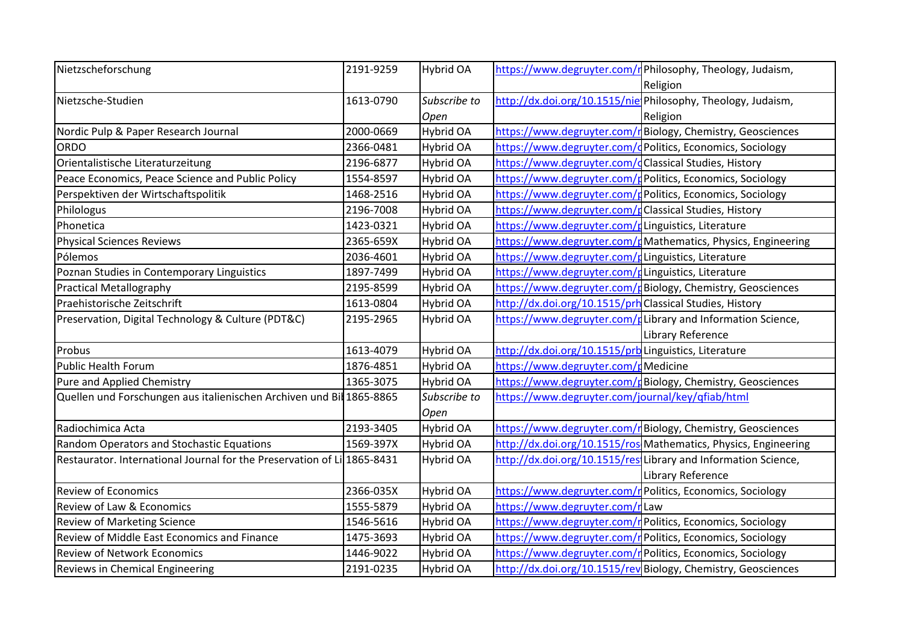| Nietzscheforschung | 2191-9259 | Hybrid OA | https://www.degruyter.com/r | Philosophy, Theology, Judaism, Religion |
|---|---|---|---|---|
| Nietzsche-Studien | 1613-0790 | *Subscribe to Open* | http://dx.doi.org/10.1515/nie | Philosophy, Theology, Judaism, Religion |
| Nordic Pulp & Paper Research Journal | 2000-0669 | Hybrid OA | https://www.degruyter.com/r | Biology, Chemistry, Geosciences |
| ORDO | 2366-0481 | Hybrid OA | https://www.degruyter.com/c | Politics, Economics, Sociology |
| Orientalistische Literaturzeitung | 2196-6877 | Hybrid OA | https://www.degruyter.com/c | Classical Studies, History |
| Peace Economics, Peace Science and Public Policy | 1554-8597 | Hybrid OA | https://www.degruyter.com/p | Politics, Economics, Sociology |
| Perspektiven der Wirtschaftspolitik | 1468-2516 | Hybrid OA | https://www.degruyter.com/p | Politics, Economics, Sociology |
| Philologus | 2196-7008 | Hybrid OA | https://www.degruyter.com/p | Classical Studies, History |
| Phonetica | 1423-0321 | Hybrid OA | https://www.degruyter.com/p | Linguistics, Literature |
| Physical Sciences Reviews | 2365-659X | Hybrid OA | https://www.degruyter.com/p | Mathematics, Physics, Engineering |
| Pólemos | 2036-4601 | Hybrid OA | https://www.degruyter.com/p | Linguistics, Literature |
| Poznan Studies in Contemporary Linguistics | 1897-7499 | Hybrid OA | https://www.degruyter.com/p | Linguistics, Literature |
| Practical Metallography | 2195-8599 | Hybrid OA | https://www.degruyter.com/p | Biology, Chemistry, Geosciences |
| Praehistorische Zeitschrift | 1613-0804 | Hybrid OA | http://dx.doi.org/10.1515/prh | Classical Studies, History |
| Preservation, Digital Technology & Culture (PDT&C) | 2195-2965 | Hybrid OA | https://www.degruyter.com/p | Library and Information Science, Library Reference |
| Probus | 1613-4079 | Hybrid OA | http://dx.doi.org/10.1515/prb | Linguistics, Literature |
| Public Health Forum | 1876-4851 | Hybrid OA | https://www.degruyter.com/p | Medicine |
| Pure and Applied Chemistry | 1365-3075 | Hybrid OA | https://www.degruyter.com/p | Biology, Chemistry, Geosciences |
| Quellen und Forschungen aus italienischen Archiven und Bi | 1865-8865 | *Subscribe to Open* | https://www.degruyter.com/journal/key/qfiab/html | |
| Radiochimica Acta | 2193-3405 | Hybrid OA | https://www.degruyter.com/r | Biology, Chemistry, Geosciences |
| Random Operators and Stochastic Equations | 1569-397X | Hybrid OA | http://dx.doi.org/10.1515/ros | Mathematics, Physics, Engineering |
| Restaurator. International Journal for the Preservation of Li | 1865-8431 | Hybrid OA | http://dx.doi.org/10.1515/res | Library and Information Science, Library Reference |
| Review of Economics | 2366-035X | Hybrid OA | https://www.degruyter.com/r | Politics, Economics, Sociology |
| Review of Law & Economics | 1555-5879 | Hybrid OA | https://www.degruyter.com/r | Law |
| Review of Marketing Science | 1546-5616 | Hybrid OA | https://www.degruyter.com/r | Politics, Economics, Sociology |
| Review of Middle East Economics and Finance | 1475-3693 | Hybrid OA | https://www.degruyter.com/r | Politics, Economics, Sociology |
| Review of Network Economics | 1446-9022 | Hybrid OA | https://www.degruyter.com/r | Politics, Economics, Sociology |
| Reviews in Chemical Engineering | 2191-0235 | Hybrid OA | http://dx.doi.org/10.1515/rev | Biology, Chemistry, Geosciences |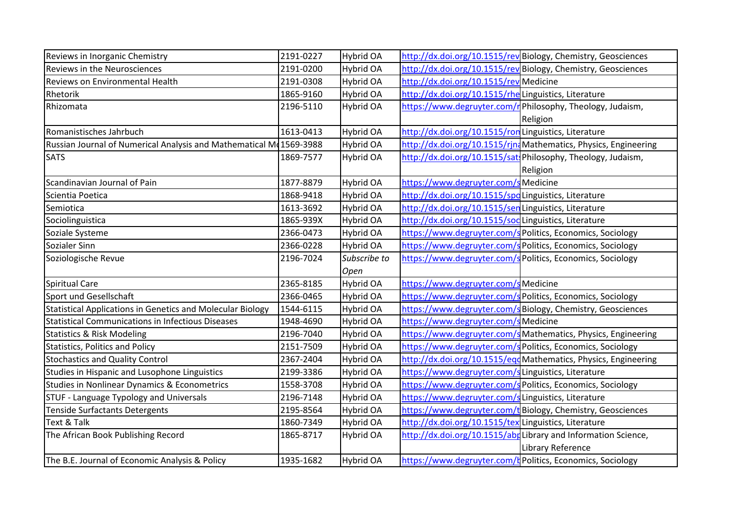| | | | | |
|---|---|---|---|---|
| Reviews in Inorganic Chemistry | 2191-0227 | Hybrid OA | http://dx.doi.org/10.1515/rev | Biology, Chemistry, Geosciences |
| Reviews in the Neurosciences | 2191-0200 | Hybrid OA | http://dx.doi.org/10.1515/rev | Biology, Chemistry, Geosciences |
| Reviews on Environmental Health | 2191-0308 | Hybrid OA | http://dx.doi.org/10.1515/rev | Medicine |
| Rhetorik | 1865-9160 | Hybrid OA | http://dx.doi.org/10.1515/rhe | Linguistics, Literature |
| Rhizomata | 2196-5110 | Hybrid OA | https://www.degruyter.com/r | Philosophy, Theology, Judaism, Religion |
| Romanistisches Jahrbuch | 1613-0413 | Hybrid OA | http://dx.doi.org/10.1515/ron | Linguistics, Literature |
| Russian Journal of Numerical Analysis and Mathematical M | 1569-3988 | Hybrid OA | http://dx.doi.org/10.1515/rjna | Mathematics, Physics, Engineering |
| SATS | 1869-7577 | Hybrid OA | http://dx.doi.org/10.1515/sats | Philosophy, Theology, Judaism, Religion |
| Scandinavian Journal of Pain | 1877-8879 | Hybrid OA | https://www.degruyter.com/s | Medicine |
| Scientia Poetica | 1868-9418 | Hybrid OA | http://dx.doi.org/10.1515/spo | Linguistics, Literature |
| Semiotica | 1613-3692 | Hybrid OA | http://dx.doi.org/10.1515/sen | Linguistics, Literature |
| Sociolinguistica | 1865-939X | Hybrid OA | http://dx.doi.org/10.1515/soc | Linguistics, Literature |
| Soziale Systeme | 2366-0473 | Hybrid OA | https://www.degruyter.com/s | Politics, Economics, Sociology |
| Sozialer Sinn | 2366-0228 | Hybrid OA | https://www.degruyter.com/s | Politics, Economics, Sociology |
| Soziologische Revue | 2196-7024 | *Subscribe to Open* | https://www.degruyter.com/s | Politics, Economics, Sociology |
| Spiritual Care | 2365-8185 | Hybrid OA | https://www.degruyter.com/s | Medicine |
| Sport und Gesellschaft | 2366-0465 | Hybrid OA | https://www.degruyter.com/s | Politics, Economics, Sociology |
| Statistical Applications in Genetics and Molecular Biology | 1544-6115 | Hybrid OA | https://www.degruyter.com/s | Biology, Chemistry, Geosciences |
| Statistical Communications in Infectious Diseases | 1948-4690 | Hybrid OA | https://www.degruyter.com/s | Medicine |
| Statistics & Risk Modeling | 2196-7040 | Hybrid OA | https://www.degruyter.com/s | Mathematics, Physics, Engineering |
| Statistics, Politics and Policy | 2151-7509 | Hybrid OA | https://www.degruyter.com/s | Politics, Economics, Sociology |
| Stochastics and Quality Control | 2367-2404 | Hybrid OA | http://dx.doi.org/10.1515/eqc | Mathematics, Physics, Engineering |
| Studies in Hispanic and Lusophone Linguistics | 2199-3386 | Hybrid OA | https://www.degruyter.com/s | Linguistics, Literature |
| Studies in Nonlinear Dynamics & Econometrics | 1558-3708 | Hybrid OA | https://www.degruyter.com/s | Politics, Economics, Sociology |
| STUF - Language Typology and Universals | 2196-7148 | Hybrid OA | https://www.degruyter.com/s | Linguistics, Literature |
| Tenside Surfactants Detergents | 2195-8564 | Hybrid OA | https://www.degruyter.com/t | Biology, Chemistry, Geosciences |
| Text & Talk | 1860-7349 | Hybrid OA | http://dx.doi.org/10.1515/tex | Linguistics, Literature |
| The African Book Publishing Record | 1865-8717 | Hybrid OA | http://dx.doi.org/10.1515/abp | Library and Information Science, Library Reference |
| The B.E. Journal of Economic Analysis & Policy | 1935-1682 | Hybrid OA | https://www.degruyter.com/b | Politics, Economics, Sociology |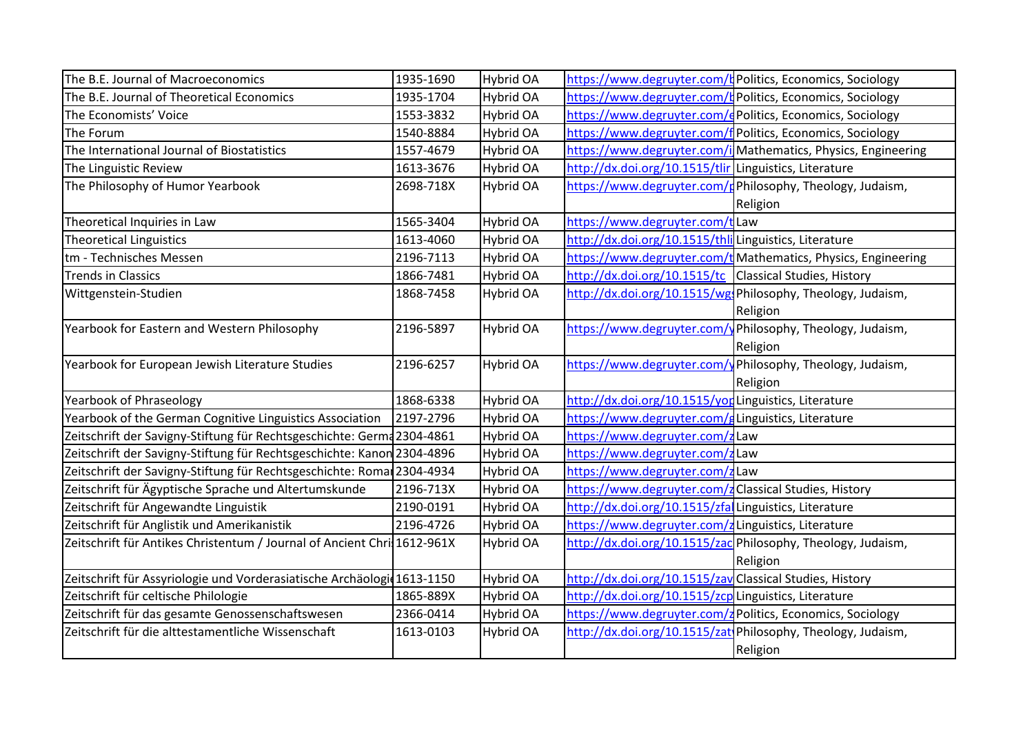| | | | | |
|---|---|---|---|---|
| The B.E. Journal of Macroeconomics | 1935-1690 | Hybrid OA | https://www.degruyter.com/b | Politics, Economics, Sociology |
| The B.E. Journal of Theoretical Economics | 1935-1704 | Hybrid OA | https://www.degruyter.com/b | Politics, Economics, Sociology |
| The Economists' Voice | 1553-3832 | Hybrid OA | https://www.degruyter.com/e | Politics, Economics, Sociology |
| The Forum | 1540-8884 | Hybrid OA | https://www.degruyter.com/f | Politics, Economics, Sociology |
| The International Journal of Biostatistics | 1557-4679 | Hybrid OA | https://www.degruyter.com/i | Mathematics, Physics, Engineering |
| The Linguistic Review | 1613-3676 | Hybrid OA | http://dx.doi.org/10.1515/tlir | Linguistics, Literature |
| The Philosophy of Humor Yearbook | 2698-718X | Hybrid OA | https://www.degruyter.com/p | Philosophy, Theology, Judaism, Religion |
| Theoretical Inquiries in Law | 1565-3404 | Hybrid OA | https://www.degruyter.com/t | Law |
| Theoretical Linguistics | 1613-4060 | Hybrid OA | http://dx.doi.org/10.1515/thli | Linguistics, Literature |
| tm - Technisches Messen | 2196-7113 | Hybrid OA | https://www.degruyter.com/t | Mathematics, Physics, Engineering |
| Trends in Classics | 1866-7481 | Hybrid OA | http://dx.doi.org/10.1515/tc | Classical Studies, History |
| Wittgenstein-Studien | 1868-7458 | Hybrid OA | http://dx.doi.org/10.1515/wgs | Philosophy, Theology, Judaism, Religion |
| Yearbook for Eastern and Western Philosophy | 2196-5897 | Hybrid OA | https://www.degruyter.com/y | Philosophy, Theology, Judaism, Religion |
| Yearbook for European Jewish Literature Studies | 2196-6257 | Hybrid OA | https://www.degruyter.com/y | Philosophy, Theology, Judaism, Religion |
| Yearbook of Phraseology | 1868-6338 | Hybrid OA | http://dx.doi.org/10.1515/yop | Linguistics, Literature |
| Yearbook of the German Cognitive Linguistics Association | 2197-2796 | Hybrid OA | https://www.degruyter.com/g | Linguistics, Literature |
| Zeitschrift der Savigny-Stiftung für Rechtsgeschichte: Germa | 2304-4861 | Hybrid OA | https://www.degruyter.com/z | Law |
| Zeitschrift der Savigny-Stiftung für Rechtsgeschichte: Kanon | 2304-4896 | Hybrid OA | https://www.degruyter.com/z | Law |
| Zeitschrift der Savigny-Stiftung für Rechtsgeschichte: Romar | 2304-4934 | Hybrid OA | https://www.degruyter.com/z | Law |
| Zeitschrift für Ägyptische Sprache und Altertumskunde | 2196-713X | Hybrid OA | https://www.degruyter.com/z | Classical Studies, History |
| Zeitschrift für Angewandte Linguistik | 2190-0191 | Hybrid OA | http://dx.doi.org/10.1515/zfal | Linguistics, Literature |
| Zeitschrift für Anglistik und Amerikanistik | 2196-4726 | Hybrid OA | https://www.degruyter.com/z | Linguistics, Literature |
| Zeitschrift für Antikes Christentum / Journal of Ancient Chri | 1612-961X | Hybrid OA | http://dx.doi.org/10.1515/zac | Philosophy, Theology, Judaism, Religion |
| Zeitschrift für Assyriologie und Vorderasiatische Archäologi | 1613-1150 | Hybrid OA | http://dx.doi.org/10.1515/zav | Classical Studies, History |
| Zeitschrift für celtische Philologie | 1865-889X | Hybrid OA | http://dx.doi.org/10.1515/zcp | Linguistics, Literature |
| Zeitschrift für das gesamte Genossenschaftswesen | 2366-0414 | Hybrid OA | https://www.degruyter.com/z | Politics, Economics, Sociology |
| Zeitschrift für die alttestamentliche Wissenschaft | 1613-0103 | Hybrid OA | http://dx.doi.org/10.1515/zat | Philosophy, Theology, Judaism, Religion |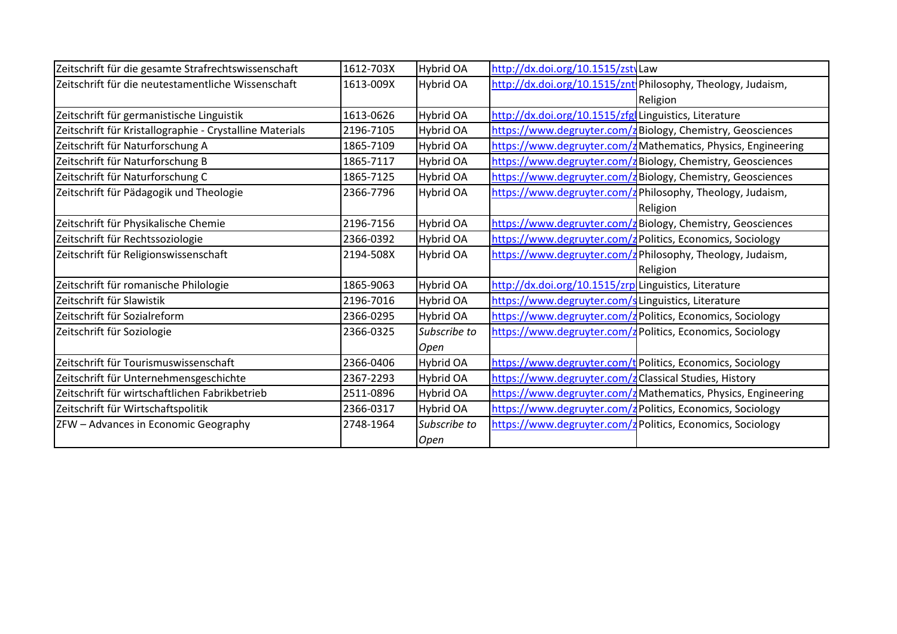| | | | | |
|---|---|---|---|---|
| Zeitschrift für die gesamte Strafrechtswissenschaft | 1612-703X | Hybrid OA | http://dx.doi.org/10.1515/zstw | Law |
| Zeitschrift für die neutestamentliche Wissenschaft | 1613-009X | Hybrid OA | http://dx.doi.org/10.1515/znt | Philosophy, Theology, Judaism, Religion |
| Zeitschrift für germanistische Linguistik | 1613-0626 | Hybrid OA | http://dx.doi.org/10.1515/zfgl | Linguistics, Literature |
| Zeitschrift für Kristallographie - Crystalline Materials | 2196-7105 | Hybrid OA | https://www.degruyter.com/z | Biology, Chemistry, Geosciences |
| Zeitschrift für Naturforschung A | 1865-7109 | Hybrid OA | https://www.degruyter.com/z | Mathematics, Physics, Engineering |
| Zeitschrift für Naturforschung B | 1865-7117 | Hybrid OA | https://www.degruyter.com/z | Biology, Chemistry, Geosciences |
| Zeitschrift für Naturforschung C | 1865-7125 | Hybrid OA | https://www.degruyter.com/z | Biology, Chemistry, Geosciences |
| Zeitschrift für Pädagogik und Theologie | 2366-7796 | Hybrid OA | https://www.degruyter.com/z | Philosophy, Theology, Judaism, Religion |
| Zeitschrift für Physikalische Chemie | 2196-7156 | Hybrid OA | https://www.degruyter.com/z | Biology, Chemistry, Geosciences |
| Zeitschrift für Rechtssoziologie | 2366-0392 | Hybrid OA | https://www.degruyter.com/z | Politics, Economics, Sociology |
| Zeitschrift für Religionswissenschaft | 2194-508X | Hybrid OA | https://www.degruyter.com/z | Philosophy, Theology, Judaism, Religion |
| Zeitschrift für romanische Philologie | 1865-9063 | Hybrid OA | http://dx.doi.org/10.1515/zrp | Linguistics, Literature |
| Zeitschrift für Slawistik | 2196-7016 | Hybrid OA | https://www.degruyter.com/s | Linguistics, Literature |
| Zeitschrift für Sozialreform | 2366-0295 | Hybrid OA | https://www.degruyter.com/z | Politics, Economics, Sociology |
| Zeitschrift für Soziologie | 2366-0325 | *Subscribe to Open* | https://www.degruyter.com/z | Politics, Economics, Sociology |
| Zeitschrift für Tourismuswissenschaft | 2366-0406 | Hybrid OA | https://www.degruyter.com/t | Politics, Economics, Sociology |
| Zeitschrift für Unternehmensgeschichte | 2367-2293 | Hybrid OA | https://www.degruyter.com/z | Classical Studies, History |
| Zeitschrift für wirtschaftlichen Fabrikbetrieb | 2511-0896 | Hybrid OA | https://www.degruyter.com/z | Mathematics, Physics, Engineering |
| Zeitschrift für Wirtschaftspolitik | 2366-0317 | Hybrid OA | https://www.degruyter.com/z | Politics, Economics, Sociology |
| ZFW – Advances in Economic Geography | 2748-1964 | *Subscribe to Open* | https://www.degruyter.com/z | Politics, Economics, Sociology |